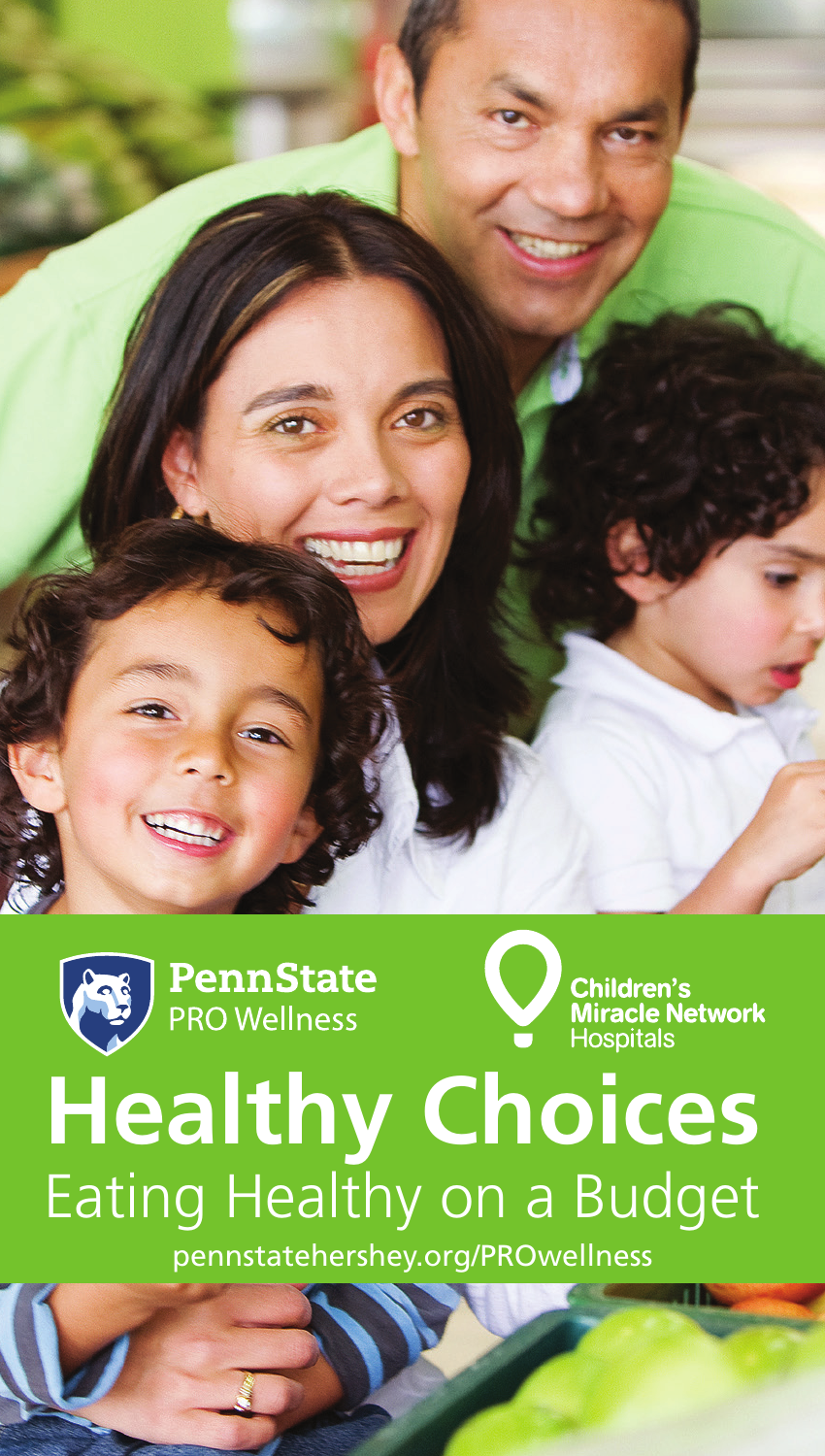PennState PRO Wellness

Children's Miracle Network Hospitals

# Healthy Choices

## Eating Healthy on a Budget

pennstatehershey.org/PROwellness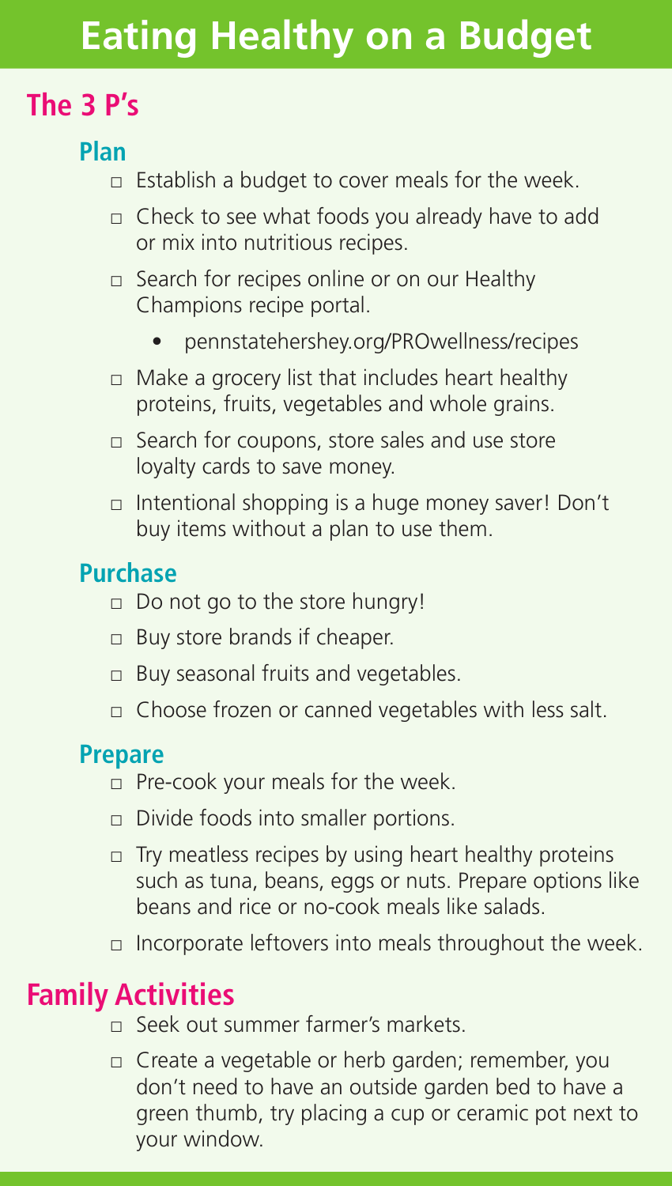# Eating Healthy on a Budget

## The 3 P's

### Plan

- ☐ Establish a budget to cover meals for the week.
- ☐ Check to see what foods you already have to add or mix into nutritious recipes.
- ☐ Search for recipes online or on our Healthy Champions recipe portal.
  - pennstatehershey.org/PROwellness/recipes
- ☐ Make a grocery list that includes heart healthy proteins, fruits, vegetables and whole grains.
- ☐ Search for coupons, store sales and use store loyalty cards to save money.
- ☐ Intentional shopping is a huge money saver! Don't buy items without a plan to use them.

### Purchase

- ☐ Do not go to the store hungry!
- ☐ Buy store brands if cheaper.
- ☐ Buy seasonal fruits and vegetables.
- ☐ Choose frozen or canned vegetables with less salt.

### Prepare

- ☐ Pre-cook your meals for the week.
- ☐ Divide foods into smaller portions.
- ☐ Try meatless recipes by using heart healthy proteins such as tuna, beans, eggs or nuts. Prepare options like beans and rice or no-cook meals like salads.
- ☐ Incorporate leftovers into meals throughout the week.

## Family Activities

- ☐ Seek out summer farmer's markets.
- ☐ Create a vegetable or herb garden; remember, you don't need to have an outside garden bed to have a green thumb, try placing a cup or ceramic pot next to your window.